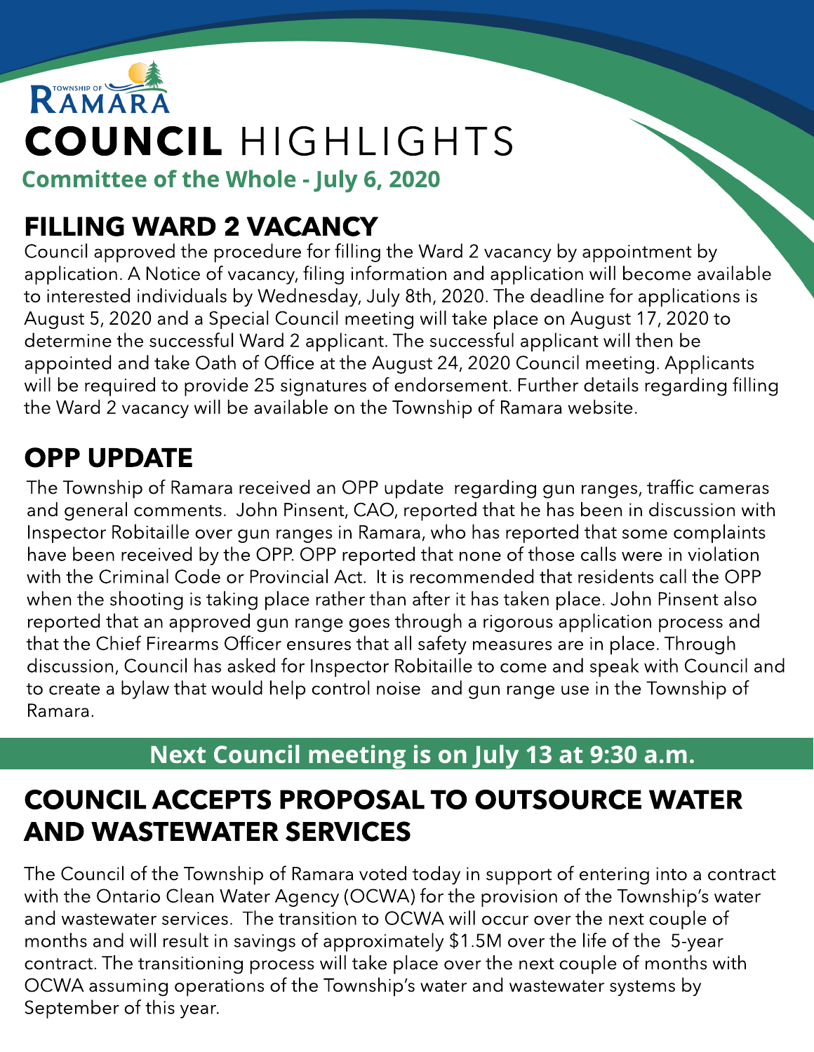TOWNSHIP OF RAMARA

# COUNCIL HIGHLIGHTS

**Committee of the Whole - July 6, 2020**

## FILLING WARD 2 VACANCY

Council approved the procedure for filling the Ward 2 vacancy by appointment by application. A Notice of vacancy, filing information and application will become available to interested individuals by Wednesday, July 8th, 2020. The deadline for applications is August 5, 2020 and a Special Council meeting will take place on August 17, 2020 to determine the successful Ward 2 applicant. The successful applicant will then be appointed and take Oath of Office at the August 24, 2020 Council meeting. Applicants will be required to provide 25 signatures of endorsement. Further details regarding filling the Ward 2 vacancy will be available on the Township of Ramara website.

## OPP UPDATE

The Township of Ramara received an OPP update regarding gun ranges, traffic cameras and general comments. John Pinsent, CAO, reported that he has been in discussion with Inspector Robitaille over gun ranges in Ramara, who has reported that some complaints have been received by the OPP. OPP reported that none of those calls were in violation with the Criminal Code or Provincial Act. It is recommended that residents call the OPP when the shooting is taking place rather than after it has taken place. John Pinsent also reported that an approved gun range goes through a rigorous application process and that the Chief Firearms Officer ensures that all safety measures are in place. Through discussion, Council has asked for Inspector Robitaille to come and speak with Council and to create a bylaw that would help control noise and gun range use in the Township of Ramara.

**Next Council meeting is on July 13 at 9:30 a.m.**

## COUNCIL ACCEPTS PROPOSAL TO OUTSOURCE WATER AND WASTEWATER SERVICES

The Council of the Township of Ramara voted today in support of entering into a contract with the Ontario Clean Water Agency (OCWA) for the provision of the Township's water and wastewater services. The transition to OCWA will occur over the next couple of months and will result in savings of approximately $1.5M over the life of the 5-year contract. The transitioning process will take place over the next couple of months with OCWA assuming operations of the Township's water and wastewater systems by September of this year.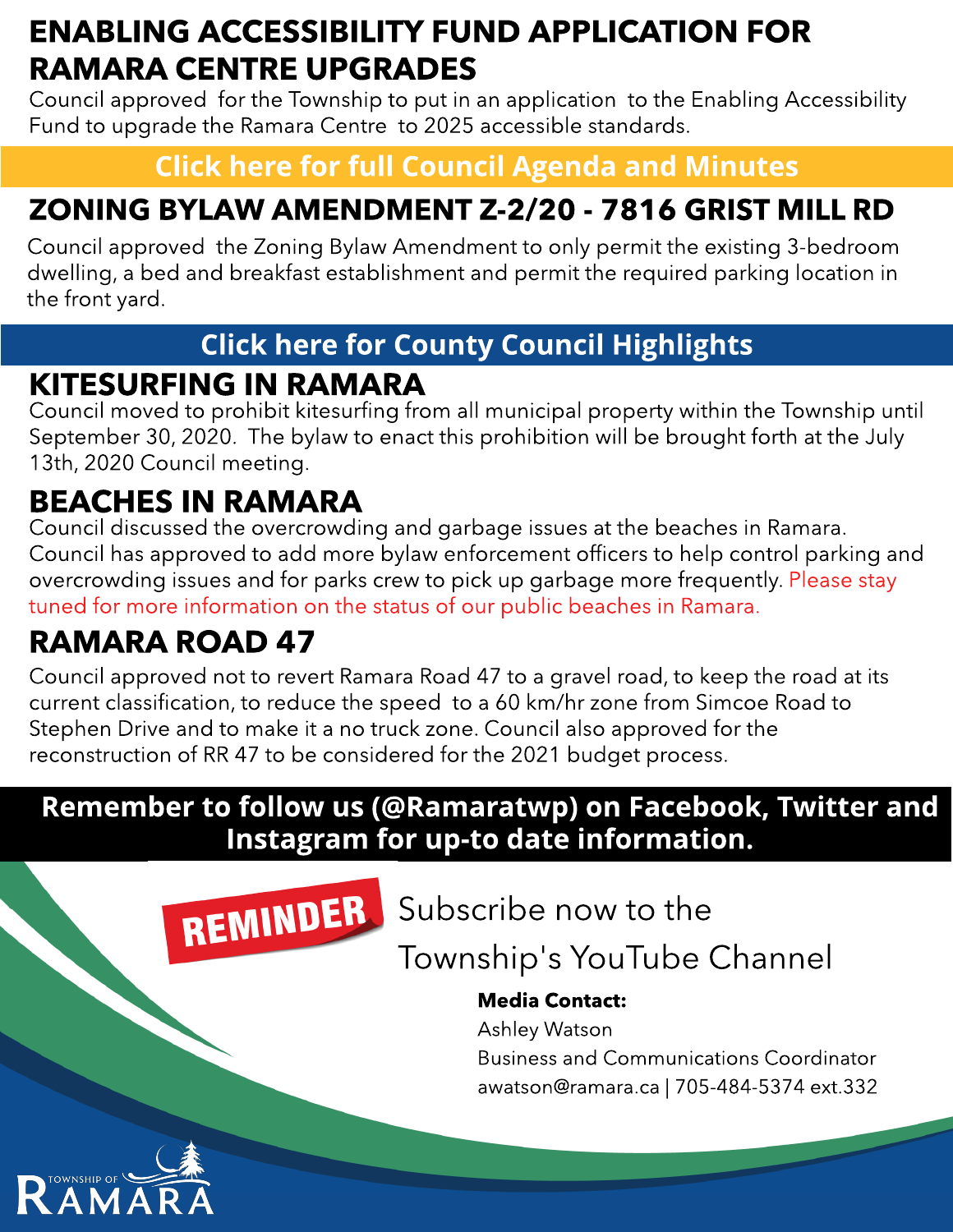## ENABLING ACCESSIBILITY FUND APPLICATION FOR RAMARA CENTRE UPGRADES

Council approved for the Township to put in an application to the Enabling Accessibility Fund to upgrade the Ramara Centre to 2025 accessible standards.

**Click here for full Council Agenda and Minutes**

## ZONING BYLAW AMENDMENT Z-2/20 - 7816 GRIST MILL RD

Council approved the Zoning Bylaw Amendment to only permit the existing 3-bedroom dwelling, a bed and breakfast establishment and permit the required parking location in the front yard.

**Click here for County Council Highlights**

## KITESURFING IN RAMARA

Council moved to prohibit kitesurfing from all municipal property within the Township until September 30, 2020. The bylaw to enact this prohibition will be brought forth at the July 13th, 2020 Council meeting.

## BEACHES IN RAMARA

Council discussed the overcrowding and garbage issues at the beaches in Ramara. Council has approved to add more bylaw enforcement officers to help control parking and overcrowding issues and for parks crew to pick up garbage more frequently. Please stay tuned for more information on the status of our public beaches in Ramara.

## RAMARA ROAD 47

Council approved not to revert Ramara Road 47 to a gravel road, to keep the road at its current classification, to reduce the speed to a 60 km/hr zone from Simcoe Road to Stephen Drive and to make it a no truck zone. Council also approved for the reconstruction of RR 47 to be considered for the 2021 budget process.

**Remember to follow us (@Ramaratwp) on Facebook, Twitter and Instagram for up-to date information.**

**REMINDER** Subscribe now to the Township's YouTube Channel

**Media Contact:**
Ashley Watson
Business and Communications Coordinator
awatson@ramara.ca | 705-484-5374 ext.332

TOWNSHIP OF RAMARA